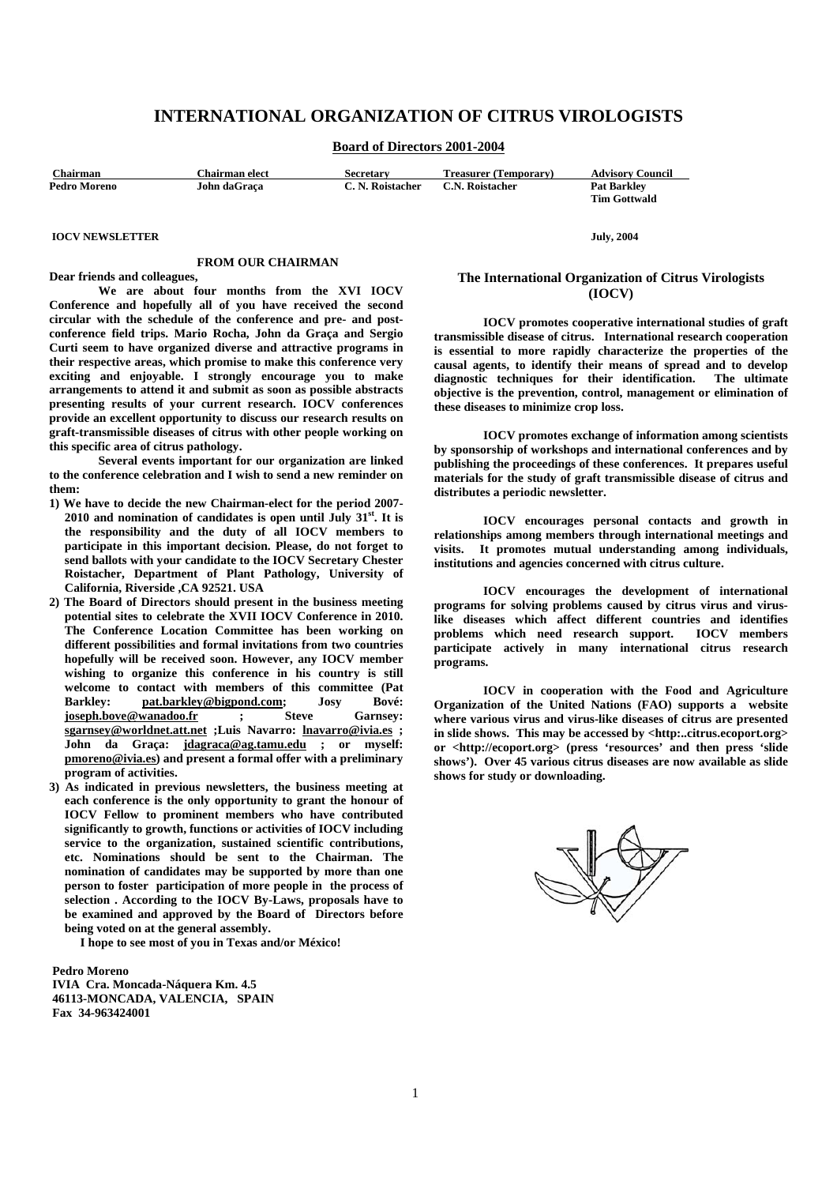# INTERNATIONAL ORGANIZATION OF CITRUS VIROLOGISTS

**Board of Directors 2001-2004**

| Chairman | Chairman elect | Secretary | Treasurer (Temporary) | Advisory Council |
|---|---|---|---|---|
| Pedro Moreno | John daGraça | C. N. Roistacher | C.N. Roistacher | Pat Barkley<br>Tim Gottwald |

**IOCV NEWSLETTER** **July, 2004**

## FROM OUR CHAIRMAN

**Dear friends and colleagues,**

**We are about four months from the XVI IOCV Conference and hopefully all of you have received the second circular with the schedule of the conference and pre- and post-conference field trips. Mario Rocha, John da Graça and Sergio Curti seem to have organized diverse and attractive programs in their respective areas, which promise to make this conference very exciting and enjoyable. I strongly encourage you to make arrangements to attend it and submit as soon as possible abstracts presenting results of your current research. IOCV conferences provide an excellent opportunity to discuss our research results on graft-transmissible diseases of citrus with other people working on this specific area of citrus pathology.**

**Several events important for our organization are linked to the conference celebration and I wish to send a new reminder on them:**

1) **We have to decide the new Chairman-elect for the period 2007-2010 and nomination of candidates is open until July 31st. It is the responsibility and the duty of all IOCV members to participate in this important decision. Please, do not forget to send ballots with your candidate to the IOCV Secretary Chester Roistacher, Department of Plant Pathology, University of California, Riverside ,CA 92521. USA**
2) **The Board of Directors should present in the business meeting potential sites to celebrate the XVII IOCV Conference in 2010. The Conference Location Committee has been working on different possibilities and formal invitations from two countries hopefully will be received soon. However, any IOCV member wishing to organize this conference in his country is still welcome to contact with members of this committee (Pat Barkley: pat.barkley@bigpond.com; Josy Bové: joseph.bove@wanadoo.fr ; Steve Garnsey: sgarnsey@worldnet.att.net ;Luis Navarro: lnavarro@ivia.es ; John da Graça: jdagraca@ag.tamu.edu ; or myself: pmoreno@ivia.es) and present a formal offer with a preliminary program of activities.**
3) **As indicated in previous newsletters, the business meeting at each conference is the only opportunity to grant the honour of IOCV Fellow to prominent members who have contributed significantly to growth, functions or activities of IOCV including service to the organization, sustained scientific contributions, etc. Nominations should be sent to the Chairman. The nomination of candidates may be supported by more than one person to foster participation of more people in the process of selection . According to the IOCV By-Laws, proposals have to be examined and approved by the Board of Directors before being voted on at the general assembly.**

**I hope to see most of you in Texas and/or México!**

**Pedro Moreno**
**IVIA Cra. Moncada-Náquera Km. 4.5**
**46113-MONCADA, VALENCIA, SPAIN**
**Fax 34-963424001**

## The International Organization of Citrus Virologists (IOCV)

**IOCV promotes cooperative international studies of graft transmissible disease of citrus. International research cooperation is essential to more rapidly characterize the properties of the causal agents, to identify their means of spread and to develop diagnostic techniques for their identification. The ultimate objective is the prevention, control, management or elimination of these diseases to minimize crop loss.**

**IOCV promotes exchange of information among scientists by sponsorship of workshops and international conferences and by publishing the proceedings of these conferences. It prepares useful materials for the study of graft transmissible disease of citrus and distributes a periodic newsletter.**

**IOCV encourages personal contacts and growth in relationships among members through international meetings and visits. It promotes mutual understanding among individuals, institutions and agencies concerned with citrus culture.**

**IOCV encourages the development of international programs for solving problems caused by citrus virus and virus-like diseases which affect different countries and identifies problems which need research support. IOCV members participate actively in many international citrus research programs.**

**IOCV in cooperation with the Food and Agriculture Organization of the United Nations (FAO) supports a website where various virus and virus-like diseases of citrus are presented in slide shows. This may be accessed by <http:..citrus.ecoport.org> or <http://ecoport.org> (press 'resources' and then press 'slide shows'). Over 45 various citrus diseases are now available as slide shows for study or downloading.**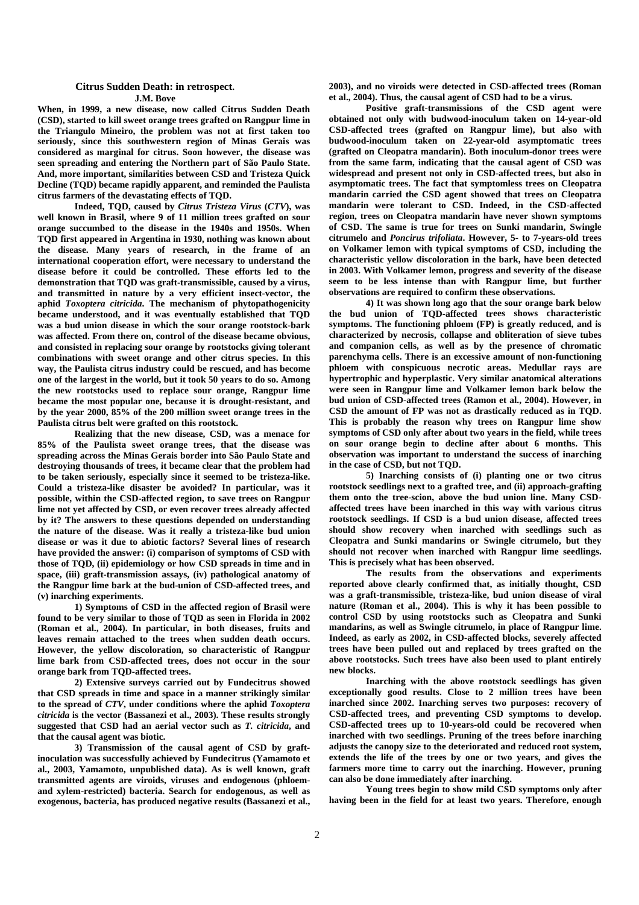## Citrus Sudden Death: in retrospect.

**J.M. Bove**

**When, in 1999, a new disease, now called Citrus Sudden Death (CSD), started to kill sweet orange trees grafted on Rangpur lime in the Triangulo Mineiro, the problem was not at first taken too seriously, since this southwestern region of Minas Gerais was considered as marginal for citrus. Soon however, the disease was seen spreading and entering the Northern part of São Paulo State. And, more important, similarities between CSD and Tristeza Quick Decline (TQD) became rapidly apparent, and reminded the Paulista citrus farmers of the devastating effects of TQD.**

**Indeed, TQD, caused by *Citrus Tristeza Virus* (*CTV*), was well known in Brasil, where 9 of 11 million trees grafted on sour orange succumbed to the disease in the 1940s and 1950s. When TQD first appeared in Argentina in 1930, nothing was known about the disease. Many years of research, in the frame of an international cooperation effort, were necessary to understand the disease before it could be controlled. These efforts led to the demonstration that TQD was graft-transmissible, caused by a virus, and transmitted in nature by a very efficient insect-vector, the aphid *Toxoptera citricida*. The mechanism of phytopathogenicity became understood, and it was eventually established that TQD was a bud union disease in which the sour orange rootstock-bark was affected. From there on, control of the disease became obvious, and consisted in replacing sour orange by rootstocks giving tolerant combinations with sweet orange and other citrus species. In this way, the Paulista citrus industry could be rescued, and has become one of the largest in the world, but it took 50 years to do so. Among the new rootstocks used to replace sour orange, Rangpur lime became the most popular one, because it is drought-resistant, and by the year 2000, 85% of the 200 million sweet orange trees in the Paulista citrus belt were grafted on this rootstock.**

**Realizing that the new disease, CSD, was a menace for 85% of the Paulista sweet orange trees, that the disease was spreading across the Minas Gerais border into São Paulo State and destroying thousands of trees, it became clear that the problem had to be taken seriously, especially since it seemed to be tristeza-like. Could a tristeza-like disaster be avoided? In particular, was it possible, within the CSD-affected region, to save trees on Rangpur lime not yet affected by CSD, or even recover trees already affected by it? The answers to these questions depended on understanding the nature of the disease. Was it really a tristeza-like bud union disease or was it due to abiotic factors? Several lines of research have provided the answer: (i) comparison of symptoms of CSD with those of TQD, (ii) epidemiology or how CSD spreads in time and in space, (iii) graft-transmission assays, (iv) pathological anatomy of the Rangpur lime bark at the bud-union of CSD-affected trees, and (v) inarching experiments.**

**1) Symptoms of CSD in the affected region of Brasil were found to be very similar to those of TQD as seen in Florida in 2002 (Roman et al., 2004). In particular, in both diseases, fruits and leaves remain attached to the trees when sudden death occurs. However, the yellow discoloration, so characteristic of Rangpur lime bark from CSD-affected trees, does not occur in the sour orange bark from TQD-affected trees.**

**2) Extensive surveys carried out by Fundecitrus showed that CSD spreads in time and space in a manner strikingly similar to the spread of *CTV*, under conditions where the aphid *Toxoptera citricida* is the vector (Bassanezi et al., 2003). These results strongly suggested that CSD had an aerial vector such as *T. citricida*, and that the causal agent was biotic.**

**3) Transmission of the causal agent of CSD by graft-inoculation was successfully achieved by Fundecitrus (Yamamoto et al., 2003, Yamamoto, unpublished data). As is well known, graft transmitted agents are viroids, viruses and endogenous (phloem- and xylem-restricted) bacteria. Search for endogenous, as well as exogenous, bacteria, has produced negative results (Bassanezi et al., 2003), and no viroids were detected in CSD-affected trees (Roman et al., 2004). Thus, the causal agent of CSD had to be a virus.**

**Positive graft-transmissions of the CSD agent were obtained not only with budwood-inoculum taken on 14-year-old CSD-affected trees (grafted on Rangpur lime), but also with budwood-inoculum taken on 22-year-old asymptomatic trees (grafted on Cleopatra mandarin). Both inoculum-donor trees were from the same farm, indicating that the causal agent of CSD was widespread and present not only in CSD-affected trees, but also in asymptomatic trees. The fact that symptomless trees on Cleopatra mandarin carried the CSD agent showed that trees on Cleopatra mandarin were tolerant to CSD. Indeed, in the CSD-affected region, trees on Cleopatra mandarin have never shown symptoms of CSD. The same is true for trees on Sunki mandarin, Swingle citrumelo and *Poncirus trifoliata*. However, 5- to 7-years-old trees on Volkamer lemon with typical symptoms of CSD, including the characteristic yellow discoloration in the bark, have been detected in 2003. With Volkamer lemon, progress and severity of the disease seem to be less intense than with Rangpur lime, but further observations are required to confirm these observations.**

**4) It was shown long ago that the sour orange bark below the bud union of TQD-affected trees shows characteristic symptoms. The functioning phloem (FP) is greatly reduced, and is characterized by necrosis, collapse and obliteration of sieve tubes and companion cells, as well as by the presence of chromatic parenchyma cells. There is an excessive amount of non-functioning phloem with conspicuous necrotic areas. Medullar rays are hypertrophic and hyperplastic. Very similar anatomical alterations were seen in Rangpur lime and Volkamer lemon bark below the bud union of CSD-affected trees (Ramon et al., 2004). However, in CSD the amount of FP was not as drastically reduced as in TQD. This is probably the reason why trees on Rangpur lime show symptoms of CSD only after about two years in the field, while trees on sour orange begin to decline after about 6 months. This observation was important to understand the success of inarching in the case of CSD, but not TQD.**

**5) Inarching consists of (i) planting one or two citrus rootstock seedlings next to a grafted tree, and (ii) approach-grafting them onto the tree-scion, above the bud union line. Many CSD-affected trees have been inarched in this way with various citrus rootstock seedlings. If CSD is a bud union disease, affected trees should show recovery when inarched with seedlings such as Cleopatra and Sunki mandarins or Swingle citrumelo, but they should not recover when inarched with Rangpur lime seedlings. This is precisely what has been observed.**

**The results from the observations and experiments reported above clearly confirmed that, as initially thought, CSD was a graft-transmissible, tristeza-like, bud union disease of viral nature (Roman et al., 2004). This is why it has been possible to control CSD by using rootstocks such as Cleopatra and Sunki mandarins, as well as Swingle citrumelo, in place of Rangpur lime. Indeed, as early as 2002, in CSD-affected blocks, severely affected trees have been pulled out and replaced by trees grafted on the above rootstocks. Such trees have also been used to plant entirely new blocks.**

**Inarching with the above rootstock seedlings has given exceptionally good results. Close to 2 million trees have been inarched since 2002. Inarching serves two purposes: recovery of CSD-affected trees, and preventing CSD symptoms to develop. CSD-affected trees up to 10-years-old could be recovered when inarched with two seedlings. Pruning of the trees before inarching adjusts the canopy size to the deteriorated and reduced root system, extends the life of the trees by one or two years, and gives the farmers more time to carry out the inarching. However, pruning can also be done immediately after inarching.**

**Young trees begin to show mild CSD symptoms only after having been in the field for at least two years. Therefore, enough**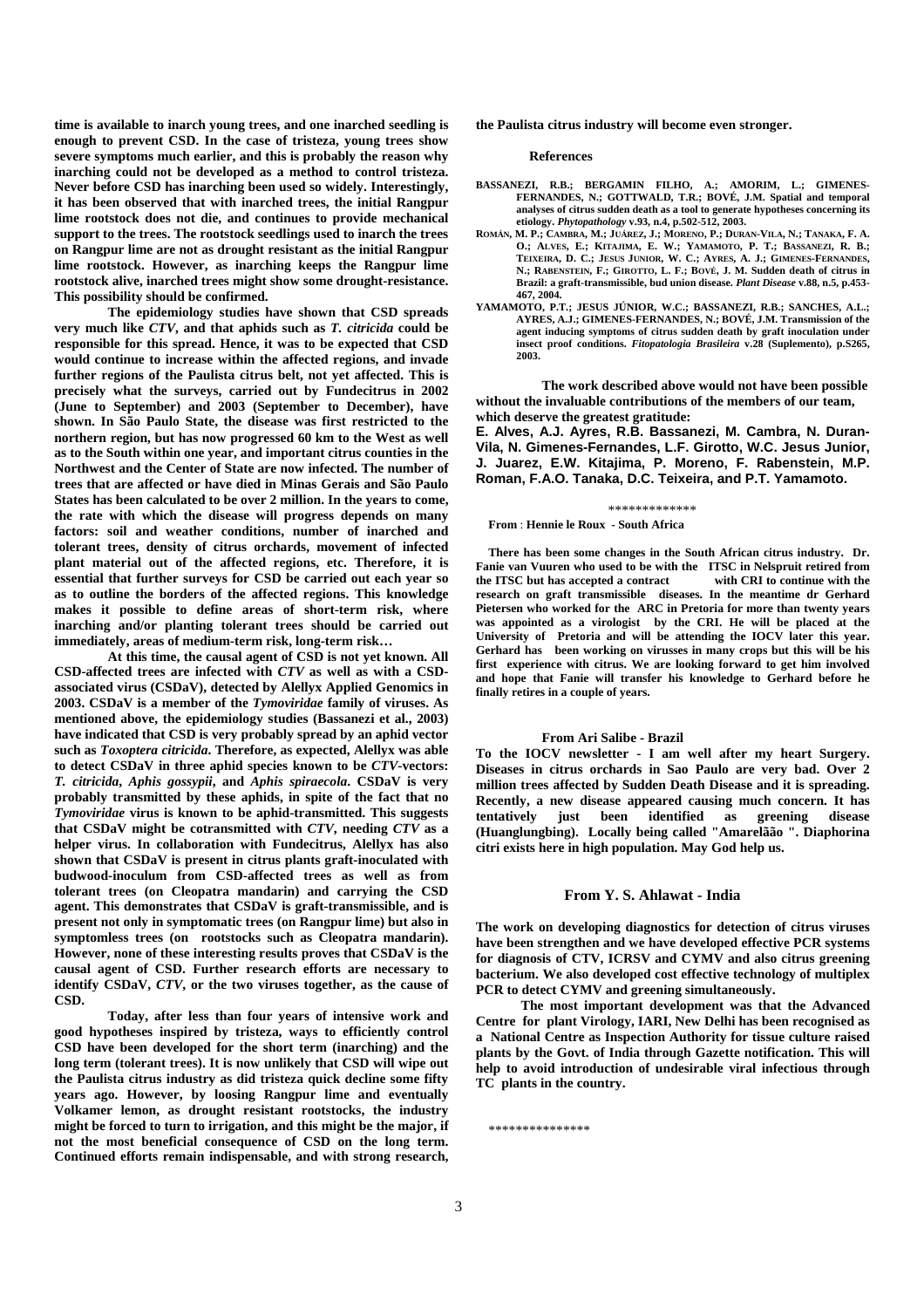**time is available to inarch young trees, and one inarched seedling is enough to prevent CSD. In the case of tristeza, young trees show severe symptoms much earlier, and this is probably the reason why inarching could not be developed as a method to control tristeza. Never before CSD has inarching been used so widely. Interestingly, it has been observed that with inarched trees, the initial Rangpur lime rootstock does not die, and continues to provide mechanical support to the trees. The rootstock seedlings used to inarch the trees on Rangpur lime are not as drought resistant as the initial Rangpur lime rootstock. However, as inarching keeps the Rangpur lime rootstock alive, inarched trees might show some drought-resistance. This possibility should be confirmed.**

**The epidemiology studies have shown that CSD spreads very much like *CTV*, and that aphids such as *T. citricida* could be responsible for this spread. Hence, it was to be expected that CSD would continue to increase within the affected regions, and invade further regions of the Paulista citrus belt, not yet affected. This is precisely what the surveys, carried out by Fundecitrus in 2002 (June to September) and 2003 (September to December), have shown. In São Paulo State, the disease was first restricted to the northern region, but has now progressed 60 km to the West as well as to the South within one year, and important citrus counties in the Northwest and the Center of State are now infected. The number of trees that are affected or have died in Minas Gerais and São Paulo States has been calculated to be over 2 million. In the years to come, the rate with which the disease will progress depends on many factors: soil and weather conditions, number of inarched and tolerant trees, density of citrus orchards, movement of infected plant material out of the affected regions, etc. Therefore, it is essential that further surveys for CSD be carried out each year so as to outline the borders of the affected regions. This knowledge makes it possible to define areas of short-term risk, where inarching and/or planting tolerant trees should be carried out immediately, areas of medium-term risk, long-term risk…**

**At this time, the causal agent of CSD is not yet known. All CSD-affected trees are infected with *CTV* as well as with a CSD-associated virus (CSDaV), detected by Alellyx Applied Genomics in 2003. CSDaV is a member of the *Tymoviridae* family of viruses. As mentioned above, the epidemiology studies (Bassanezi et al., 2003) have indicated that CSD is very probably spread by an aphid vector such as *Toxoptera citricida*. Therefore, as expected, Alellyx was able to detect CSDaV in three aphid species known to be *CTV*-vectors: *T. citricida*, *Aphis gossypii*, and *Aphis spiraecola*. CSDaV is very probably transmitted by these aphids, in spite of the fact that no *Tymoviridae* virus is known to be aphid-transmitted. This suggests that CSDaV might be cotransmitted with *CTV*, needing *CTV* as a helper virus. In collaboration with Fundecitrus, Alellyx has also shown that CSDaV is present in citrus plants graft-inoculated with budwood-inoculum from CSD-affected trees as well as from tolerant trees (on Cleopatra mandarin) and carrying the CSD agent. This demonstrates that CSDaV is graft-transmissible, and is present not only in symptomatic trees (on Rangpur lime) but also in symptomless trees (on rootstocks such as Cleopatra mandarin). However, none of these interesting results proves that CSDaV is the causal agent of CSD. Further research efforts are necessary to identify CSDaV, *CTV*, or the two viruses together, as the cause of CSD.**

**Today, after less than four years of intensive work and good hypotheses inspired by tristeza, ways to efficiently control CSD have been developed for the short term (inarching) and the long term (tolerant trees). It is now unlikely that CSD will wipe out the Paulista citrus industry as did tristeza quick decline some fifty years ago. However, by loosing Rangpur lime and eventually Volkamer lemon, as drought resistant rootstocks, the industry might be forced to turn to irrigation, and this might be the major, if not the most beneficial consequence of CSD on the long term. Continued efforts remain indispensable, and with strong research, the Paulista citrus industry will become even stronger.**

**References**

**BASSANEZI, R.B.; BERGAMIN FILHO, A.; AMORIM, L.; GIMENES-FERNANDES, N.; GOTTWALD, T.R.; BOVÉ, J.M. Spatial and temporal analyses of citrus sudden death as a tool to generate hypotheses concerning its etiology. *Phytopathology* v.93, n.4, p.502-512, 2003.**

**ROMÁN, M. P.; CAMBRA, M.; JUÁREZ, J.; MORENO, P.; DURAN-VILA, N.; TANAKA, F. A. O.; ALVES, E.; KITAJIMA, E. W.; YAMAMOTO, P. T.; BASSANEZI, R. B.; TEIXEIRA, D. C.; JESUS JUNIOR, W. C.; AYRES, A. J.; GIMENES-FERNANDES, N.; RABENSTEIN, F.; GIROTTO, L. F.; BOVÉ, J. M. Sudden death of citrus in Brazil: a graft-transmissible, bud union disease. *Plant Disease* v.88, n.5, p.453-467, 2004.**

**YAMAMOTO, P.T.; JESUS JÚNIOR, W.C.; BASSANEZI, R.B.; SANCHES, A.L.; AYRES, A.J.; GIMENES-FERNANDES, N.; BOVÉ, J.M. Transmission of the agent inducing symptoms of citrus sudden death by graft inoculation under insect proof conditions. *Fitopatologia Brasileira* v.28 (Suplemento), p.S265, 2003.**

**The work described above would not have been possible without the invaluable contributions of the members of our team, which deserve the greatest gratitude:**

**E. Alves, A.J. Ayres, R.B. Bassanezi, M. Cambra, N. Duran-Vila, N. Gimenes-Fernandes, L.F. Girotto, W.C. Jesus Junior, J. Juarez, E.W. Kitajima, P. Moreno, F. Rabenstein, M.P. Roman, F.A.O. Tanaka, D.C. Teixeira, and P.T. Yamamoto.**

\*\*\*\*\*\*\*\*\*\*\*\*\*

**From : Hennie le Roux - South Africa**

**There has been some changes in the South African citrus industry. Dr. Fanie van Vuuren who used to be with the ITSC in Nelspruit retired from the ITSC but has accepted a contract with CRI to continue with the research on graft transmissible diseases. In the meantime dr Gerhard Pietersen who worked for the ARC in Pretoria for more than twenty years was appointed as a virologist by the CRI. He will be placed at the University of Pretoria and will be attending the IOCV later this year. Gerhard has been working on virusses in many crops but this will be his first experience with citrus. We are looking forward to get him involved and hope that Fanie will transfer his knowledge to Gerhard before he finally retires in a couple of years.**

**From Ari Salibe - Brazil**

**To the IOCV newsletter - I am well after my heart Surgery. Diseases in citrus orchards in Sao Paulo are very bad. Over 2 million trees affected by Sudden Death Disease and it is spreading. Recently, a new disease appeared causing much concern. It has tentatively just been identified as greening disease (Huanglungbing). Locally being called "Amarelão ". Diaphorina citri exists here in high population. May God help us.**

**From Y. S. Ahlawat - India**

**The work on developing diagnostics for detection of citrus viruses have been strengthen and we have developed effective PCR systems for diagnosis of CTV, ICRSV and CYMV and also citrus greening bacterium. We also developed cost effective technology of multiplex PCR to detect CYMV and greening simultaneously.**

**The most important development was that the Advanced Centre for plant Virology, IARI, New Delhi has been recognised as a National Centre as Inspection Authority for tissue culture raised plants by the Govt. of India through Gazette notification. This will help to avoid introduction of undesirable viral infectious through TC plants in the country.**

\*\*\*\*\*\*\*\*\*\*\*\*\*\*\*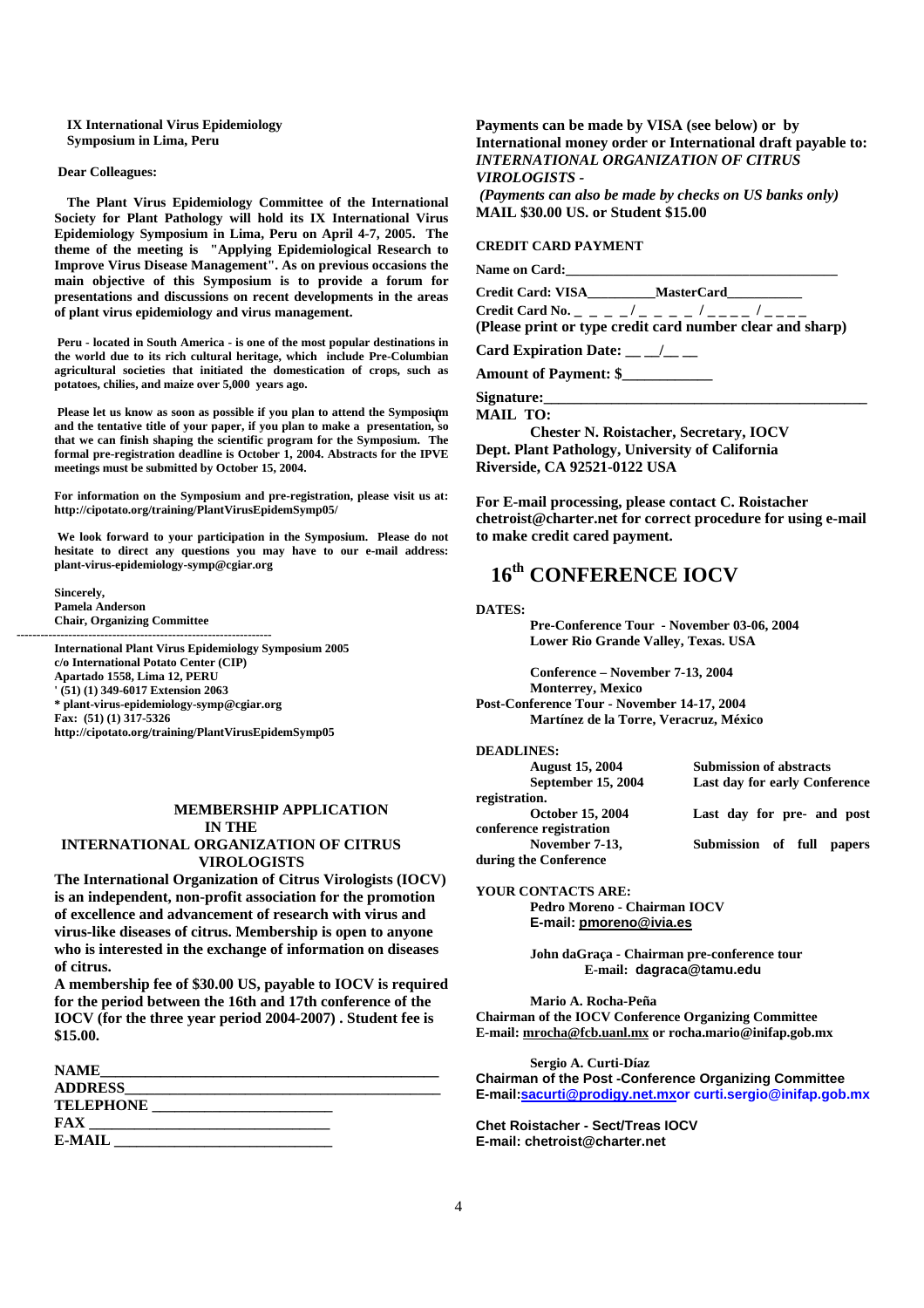**IX International Virus Epidemiology Symposium in Lima, Peru**

**Dear Colleagues:**

**The Plant Virus Epidemiology Committee of the International Society for Plant Pathology will hold its IX International Virus Epidemiology Symposium in Lima, Peru on April 4-7, 2005. The theme of the meeting is "Applying Epidemiological Research to Improve Virus Disease Management". As on previous occasions the main objective of this Symposium is to provide a forum for presentations and discussions on recent developments in the areas of plant virus epidemiology and virus management.**

**Peru - located in South America - is one of the most popular destinations in the world due to its rich cultural heritage, which include Pre-Columbian agricultural societies that initiated the domestication of crops, such as potatoes, chilies, and maize over 5,000 years ago.**

**Please let us know as soon as possible if you plan to attend the Symposium and the tentative title of your paper, if you plan to make a presentation, so that we can finish shaping the scientific program for the Symposium. The formal pre-registration deadline is October 1, 2004. Abstracts for the IPVE meetings must be submitted by October 15, 2004.**

**For information on the Symposium and pre-registration, please visit us at: http://cipotato.org/training/PlantVirusEpidemSymp05/**

**We look forward to your participation in the Symposium. Please do not hesitate to direct any questions you may have to our e-mail address: plant-virus-epidemiology-symp@cgiar.org**

**Sincerely,**
**Pamela Anderson**
**Chair, Organizing Committee**

---

**International Plant Virus Epidemiology Symposium 2005**
**c/o International Potato Center (CIP)**
**Apartado 1558, Lima 12, PERU**
**' (51) (1) 349-6017 Extension 2063**
**\* plant-virus-epidemiology-symp@cgiar.org**
**Fax: (51) (1) 317-5326**
**http://cipotato.org/training/PlantVirusEpidemSymp05**

## MEMBERSHIP APPLICATION IN THE INTERNATIONAL ORGANIZATION OF CITRUS VIROLOGISTS

**The International Organization of Citrus Virologists (IOCV) is an independent, non-profit association for the promotion of excellence and advancement of research with virus and virus-like diseases of citrus. Membership is open to anyone who is interested in the exchange of information on diseases of citrus.**

**A membership fee of $30.00 US, payable to IOCV is required for the period between the 16th and 17th conference of the IOCV (for the three year period 2004-2007) . Student fee is $15.00.**

**NAME**_____________________________________________
**ADDRESS**__________________________________________
**TELEPHONE** _______________________
**FAX** _____________________________
**E-MAIL** ___________________________

**Payments can be made by VISA (see below) or by International money order or International draft payable to:** ***INTERNATIONAL ORGANIZATION OF CITRUS VIROLOGISTS -***
***(Payments can also be made by checks on US banks only)***
**MAIL $30.00 US. or Student $15.00**

**CREDIT CARD PAYMENT**

**Name on Card:**______________________________________

**Credit Card: VISA**__________**MasterCard**__________
**Credit Card No.** _ _ _ _ / _ _ _ _ / _ _ _ _ / _ _ _ _
**(Please print or type credit card number clear and sharp)**

**Card Expiration Date:** __ __/__ __

**Amount of Payment: $**____________

**Signature:**___________________________________________

**MAIL TO:**
**Chester N. Roistacher, Secretary, IOCV**
**Dept. Plant Pathology, University of California**
**Riverside, CA 92521-0122 USA**

**For E-mail processing, please contact C. Roistacher chetroist@charter.net for correct procedure for using e-mail to make credit cared payment.**

## 16th CONFERENCE IOCV

**DATES:**

**Pre-Conference Tour - November 03-06, 2004**
**Lower Rio Grande Valley, Texas. USA**

**Conference – November 7-13, 2004**
**Monterrey, Mexico**

**Post-Conference Tour - November 14-17, 2004**
**Martínez de la Torre, Veracruz, México**

**DEADLINES:**

| | |
|---|---|
| **August 15, 2004** | **Submission of abstracts** |
| **September 15, 2004** | **Last day for early Conference registration.** |
| **October 15, 2004** | **Last day for pre- and post conference registration** |
| **November 7-13, during the Conference** | **Submission of full papers** |

**YOUR CONTACTS ARE:**

**Pedro Moreno - Chairman IOCV**
**E-mail: pmoreno@ivia.es**

**John daGraça - Chairman pre-conference tour**
**E-mail: dagraca@tamu.edu**

**Mario A. Rocha-Peña**
**Chairman of the IOCV Conference Organizing Committee**
**E-mail: mrocha@fcb.uanl.mx or rocha.mario@inifap.gob.mx**

**Sergio A. Curti-Díaz**
**Chairman of the Post -Conference Organizing Committee**
**E-mail:sacurti@prodigy.net.mxor curti.sergio@inifap.gob.mx**

**Chet Roistacher - Sect/Treas IOCV**
**E-mail: chetroist@charter.net**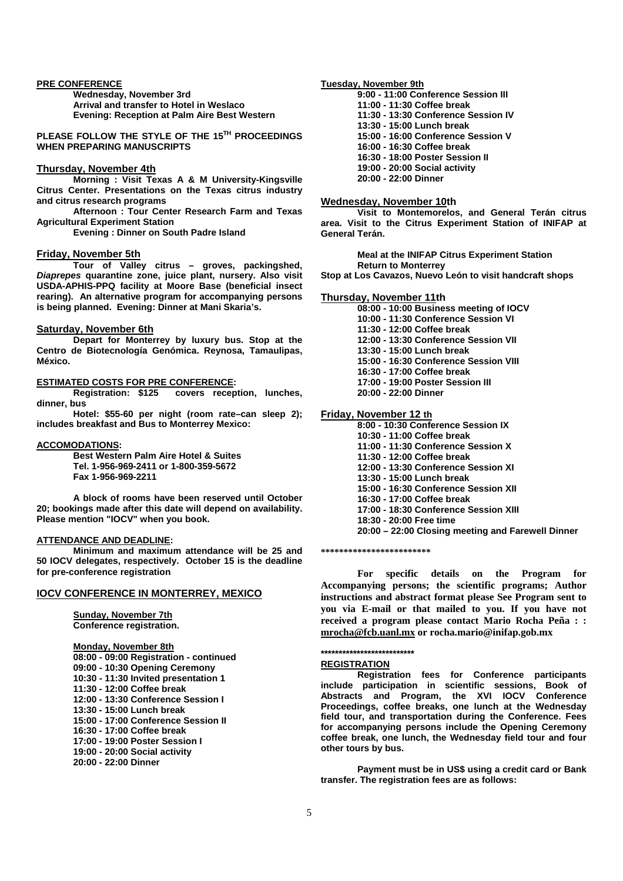**PRE CONFERENCE**

**Wednesday, November 3rd**
**Arrival and transfer to Hotel in Weslaco**
**Evening: Reception at Palm Aire Best Western**

**PLEASE FOLLOW THE STYLE OF THE 15[TH] PROCEEDINGS WHEN PREPARING MANUSCRIPTS**

## Thursday, November 4th

**Morning : Visit Texas A & M University-Kingsville Citrus Center. Presentations on the Texas citrus industry and citrus research programs**

**Afternoon : Tour Center Research Farm and Texas Agricultural Experiment Station**

**Evening : Dinner on South Padre Island**

## Friday, November 5th

**Tour of Valley citrus – groves, packingshed, *Diaprepes* quarantine zone, juice plant, nursery. Also visit USDA-APHIS-PPQ facility at Moore Base (beneficial insect rearing). An alternative program for accompanying persons is being planned. Evening: Dinner at Mani Skaria's.**

## Saturday, November 6th

**Depart for Monterrey by luxury bus. Stop at the Centro de Biotecnología Genómica. Reynosa, Tamaulipas, México.**

**ESTIMATED COSTS FOR PRE CONFERENCE:**

**Registration: $125 covers reception, lunches, dinner, bus**

**Hotel: $55-60 per night (room rate–can sleep 2); includes breakfast and Bus to Monterrey Mexico:**

**ACCOMODATIONS:**

**Best Western Palm Aire Hotel & Suites**
**Tel. 1-956-969-2411 or 1-800-359-5672**
**Fax 1-956-969-2211**

**A block of rooms have been reserved until October 20; bookings made after this date will depend on availability. Please mention "IOCV" when you book.**

**ATTENDANCE AND DEADLINE:**

**Minimum and maximum attendance will be 25 and 50 IOCV delegates, respectively. October 15 is the deadline for pre-conference registration**

## IOCV CONFERENCE IN MONTERREY, MEXICO

**Sunday, November 7th**
**Conference registration.**

**Monday, November 8th**
**08:00 - 09:00 Registration - continued**
**09:00 - 10:30 Opening Ceremony**
**10:30 - 11:30 Invited presentation 1**
**11:30 - 12:00 Coffee break**
**12:00 - 13:30 Conference Session I**
**13:30 - 15:00 Lunch break**
**15:00 - 17:00 Conference Session II**
**16:30 - 17:00 Coffee break**
**17:00 - 19:00 Poster Session I**
**19:00 - 20:00 Social activity**
**20:00 - 22:00 Dinner**

**Tuesday, November 9th**
**9:00 - 11:00 Conference Session III**
**11:00 - 11:30 Coffee break**
**11:30 - 13:30 Conference Session IV**
**13:30 - 15:00 Lunch break**
**15:00 - 16:00 Conference Session V**
**16:00 - 16:30 Coffee break**
**16:30 - 18:00 Poster Session II**
**19:00 - 20:00 Social activity**
**20:00 - 22:00 Dinner**

## Wednesday, November 10th

**Visit to Montemorelos, and General Terán citrus area. Visit to the Citrus Experiment Station of INIFAP at General Terán.**

**Meal at the INIFAP Citrus Experiment Station**
**Return to Monterrey**
**Stop at Los Cavazos, Nuevo León to visit handcraft shops**

## Thursday, November 11th

**08:00 - 10:00 Business meeting of IOCV**
**10:00 - 11:30 Conference Session VI**
**11:30 - 12:00 Coffee break**
**12:00 - 13:30 Conference Session VII**
**13:30 - 15:00 Lunch break**
**15:00 - 16:30 Conference Session VIII**
**16:30 - 17:00 Coffee break**
**17:00 - 19:00 Poster Session III**
**20:00 - 22:00 Dinner**

## Friday, November 12 th

**8:00 - 10:30 Conference Session IX**
**10:30 - 11:00 Coffee break**
**11:00 - 11:30 Conference Session X**
**11:30 - 12:00 Coffee break**
**12:00 - 13:30 Conference Session XI**
**13:30 - 15:00 Lunch break**
**15:00 - 16:30 Conference Session XII**
**16:30 - 17:00 Coffee break**
**17:00 - 18:30 Conference Session XIII**
**18:30 - 20:00 Free time**
**20:00 – 22:00 Closing meeting and Farewell Dinner**

************************

**For specific details on the Program for Accompanying persons; the scientific programs; Author instructions and abstract format please See Program sent to you via E-mail or that mailed to you. If you have not received a program please contact Mario Rocha Peña : : mrocha@fcb.uanl.mx or rocha.mario@inifap.gob.mx**

*************************

**REGISTRATION**

**Registration fees for Conference participants include participation in scientific sessions, Book of Abstracts and Program, the XVI IOCV Conference Proceedings, coffee breaks, one lunch at the Wednesday field tour, and transportation during the Conference. Fees for accompanying persons include the Opening Ceremony coffee break, one lunch, the Wednesday field tour and four other tours by bus.**

**Payment must be in US$ using a credit card or Bank transfer. The registration fees are as follows:**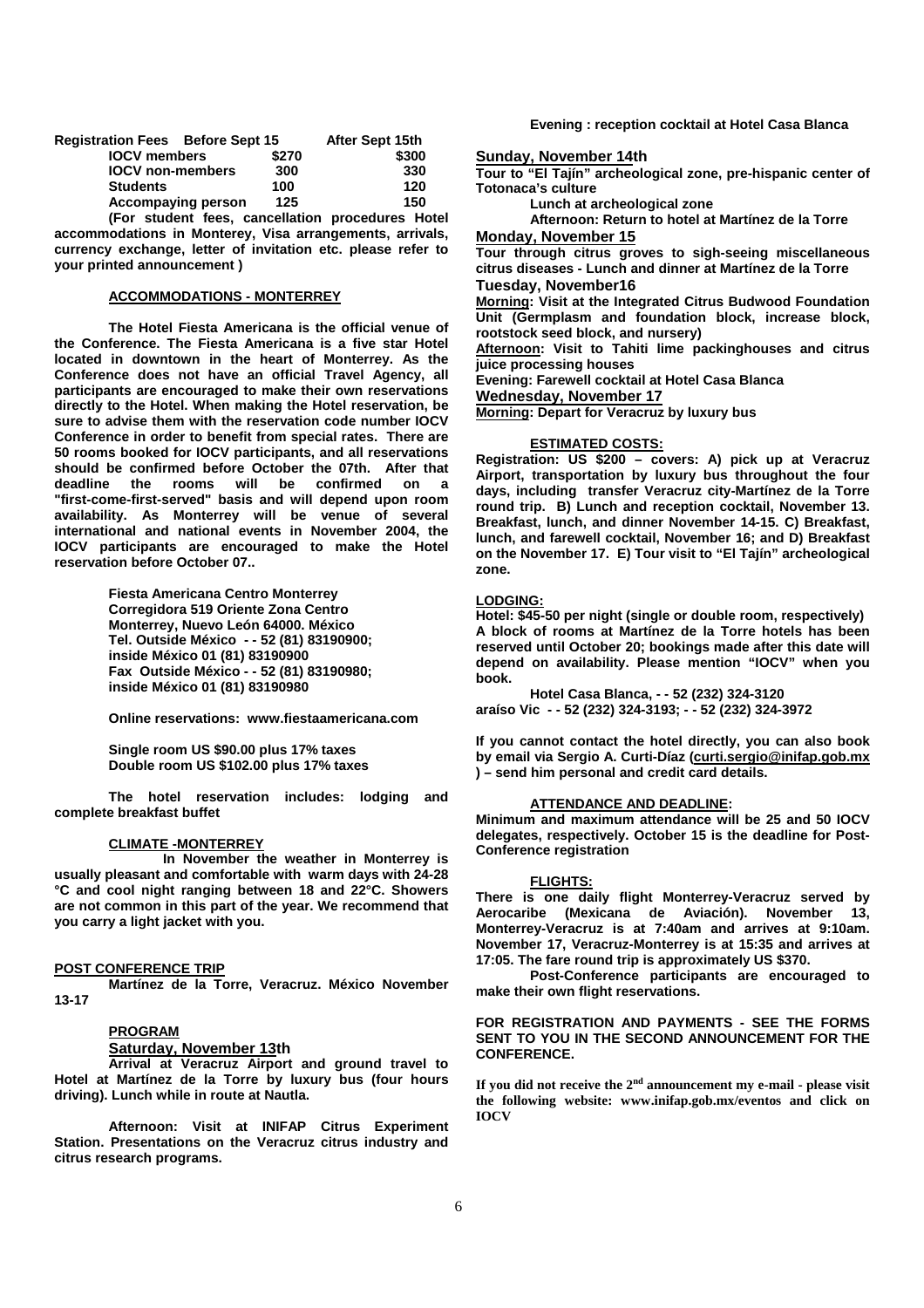| Registration Fees | Before Sept 15 | After Sept 15th |
|---|---|---|
| IOCV members | $270 | $300 |
| IOCV non-members | 300 | 330 |
| Students | 100 | 120 |
| Accompaying person | 125 | 150 |

**(For student fees, cancellation procedures Hotel accommodations in Monterey, Visa arrangements, arrivals, currency exchange, letter of invitation etc. please refer to your printed announcement )**

## ACCOMMODATIONS - MONTERREY

**The Hotel Fiesta Americana is the official venue of the Conference. The Fiesta Americana is a five star Hotel located in downtown in the heart of Monterrey. As the Conference does not have an official Travel Agency, all participants are encouraged to make their own reservations directly to the Hotel. When making the Hotel reservation, be sure to advise them with the reservation code number IOCV Conference in order to benefit from special rates. There are 50 rooms booked for IOCV participants, and all reservations should be confirmed before October the 07th. After that deadline the rooms will be confirmed on a "first-come-first-served" basis and will depend upon room availability. As Monterrey will be venue of several international and national events in November 2004, the IOCV participants are encouraged to make the Hotel reservation before October 07..**

**Fiesta Americana Centro Monterrey**
**Corregidora 519 Oriente Zona Centro**
**Monterrey, Nuevo León 64000. México**
**Tel. Outside México - - 52 (81) 83190900; inside México 01 (81) 83190900**
**Fax Outside México - - 52 (81) 83190980; inside México 01 (81) 83190980**

**Online reservations: www.fiestaamericana.com**

**Single room US $90.00 plus 17% taxes**
**Double room US $102.00 plus 17% taxes**

**The hotel reservation includes: lodging and complete breakfast buffet**

## CLIMATE -MONTERREY

**In November the weather in Monterrey is usually pleasant and comfortable with warm days with 24-28 °C and cool night ranging between 18 and 22°C. Showers are not common in this part of the year. We recommend that you carry a light jacket with you.**

## POST CONFERENCE TRIP

**Martínez de la Torre, Veracruz. México November 13-17**

### PROGRAM

**Saturday, November 13th**

**Arrival at Veracruz Airport and ground travel to Hotel at Martínez de la Torre by luxury bus (four hours driving). Lunch while in route at Nautla.**

**Afternoon: Visit at INIFAP Citrus Experiment Station. Presentations on the Veracruz citrus industry and citrus research programs.**

**Evening : reception cocktail at Hotel Casa Blanca**

**Sunday, November 14th**

**Tour to "El Tajín" archeological zone, pre-hispanic center of Totonaca's culture**

**Lunch at archeological zone**

**Afternoon: Return to hotel at Martínez de la Torre**

**Monday, November 15**

**Tour through citrus groves to sigh-seeing miscellaneous citrus diseases - Lunch and dinner at Martínez de la Torre**

**Tuesday, November16**

**Morning: Visit at the Integrated Citrus Budwood Foundation Unit (Germplasm and foundation block, increase block, rootstock seed block, and nursery)**

**Afternoon: Visit to Tahiti lime packinghouses and citrus juice processing houses**

**Evening: Farewell cocktail at Hotel Casa Blanca**

**Wednesday, November 17**

**Morning: Depart for Veracruz by luxury bus**

### ESTIMATED COSTS:

**Registration: US $200 – covers: A) pick up at Veracruz Airport, transportation by luxury bus throughout the four days, including transfer Veracruz city-Martínez de la Torre round trip. B) Lunch and reception cocktail, November 13. Breakfast, lunch, and dinner November 14-15. C) Breakfast, lunch, and farewell cocktail, November 16; and D) Breakfast on the November 17. E) Tour visit to "El Tajín" archeological zone.**

### LODGING:

**Hotel: $45-50 per night (single or double room, respectively)**
**A block of rooms at Martínez de la Torre hotels has been reserved until October 20; bookings made after this date will depend on availability. Please mention "IOCV" when you book.**

**Hotel Casa Blanca, - - 52 (232) 324-3120**
**araíso Vic - - 52 (232) 324-3193; - - 52 (232) 324-3972**

**If you cannot contact the hotel directly, you can also book by email via Sergio A. Curti-Díaz (curti.sergio@inifap.gob.mx ) – send him personal and credit card details.**

### ATTENDANCE AND DEADLINE:

**Minimum and maximum attendance will be 25 and 50 IOCV delegates, respectively. October 15 is the deadline for Post-Conference registration**

### FLIGHTS:

**There is one daily flight Monterrey-Veracruz served by Aerocaribe (Mexicana de Aviación). November 13, Monterrey-Veracruz is at 7:40am and arrives at 9:10am. November 17, Veracruz-Monterrey is at 15:35 and arrives at 17:05. The fare round trip is approximately US $370.**

**Post-Conference participants are encouraged to make their own flight reservations.**

**FOR REGISTRATION AND PAYMENTS - SEE THE FORMS SENT TO YOU IN THE SECOND ANNOUNCEMENT FOR THE CONFERENCE.**

**If you did not receive the 2nd announcement my e-mail - please visit the following website: www.inifap.gob.mx/eventos and click on IOCV**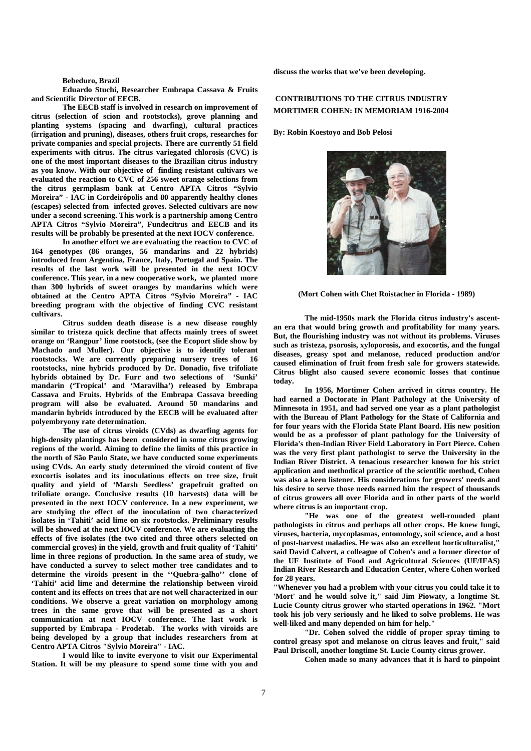**Bebeduro, Brazil**

**Eduardo Stuchi, Researcher Embrapa Cassava & Fruits and Scientific Director of EECB.**

**The EECB staff is involved in research on improvement of citrus (selection of scion and rootstocks), grove planning and planting systems (spacing and dwarfing), cultural practices (irrigation and pruning), diseases, others fruits crops, researches for private companies and special projects. There are currently 51 field experiments with citrus. The citrus variegated chlorosis (CVC) is one of the most important diseases to the Brazilian citrus industry as you know. With our objective of finding resistant cultivars we evaluated the reaction to CVC of 256 sweet orange selections from the citrus germplasm bank at Centro APTA Citros "Sylvio Moreira" - IAC in Cordeirópolis and 80 apparently healthy clones (escapes) selected from infected groves. Selected cultivars are now under a second screening. This work is a partnership among Centro APTA Citros "Sylvio Moreira", Fundecitrus and EECB and its results will be probably be presented at the next IOCV conference.**

**In another effort we are evaluating the reaction to CVC of 164 genotypes (86 oranges, 56 mandarins and 22 hybrids) introduced from Argentina, France, Italy, Portugal and Spain. The results of the last work will be presented in the next IOCV conference. This year, in a new cooperative work, we planted more than 300 hybrids of sweet oranges by mandarins which were obtained at the Centro APTA Citros "Sylvio Moreira" - IAC breeding program with the objective of finding CVC resistant cultivars.**

**Citrus sudden death disease is a new disease roughly similar to tristeza quick decline that affects mainly trees of sweet orange on 'Rangpur' lime rootstock, (see the Ecoport slide show by Machado and Muller). Our objective is to identify tolerant rootstocks. We are currently preparing nursery trees of 16 rootstocks, nine hybrids produced by Dr. Donadio, five trifoliate hybrids obtained by Dr. Furr and two selections of 'Sunki' mandarin ('Tropical' and 'Maravilha') released by Embrapa Cassava and Fruits. Hybrids of the Embrapa Cassava breeding program will also be evaluated. Around 50 mandarins and mandarin hybrids introduced by the EECB will be evaluated after polyembryony rate determination.**

**The use of citrus viroids (CVds) as dwarfing agents for high-density plantings has been considered in some citrus growing regions of the world. Aiming to define the limits of this practice in the north of São Paulo State, we have conducted some experiments using CVds. An early study determined the viroid content of five exocortis isolates and its inoculations effects on tree size, fruit quality and yield of 'Marsh Seedless' grapefruit grafted on trifoliate orange. Conclusive results (10 harvests) data will be presented in the next IOCV conference. In a new experiment, we are studying the effect of the inoculation of two characterized isolates in 'Tahiti' acid lime on six rootstocks. Preliminary results will be showed at the next IOCV conference. We are evaluating the effects of five isolates (the two cited and three others selected on commercial groves) in the yield, growth and fruit quality of 'Tahiti' lime in three regions of production. In the same area of study, we have conducted a survey to select mother tree candidates and to determine the viroids present in the ''Quebra-galho'' clone of 'Tahiti' acid lime and determine the relationship between viroid content and its effects on trees that are not well characterized in our conditions. We observe a great variation on morphology among trees in the same grove that will be presented as a short communication at next IOCV conference. The last work is supported by Embrapa - Prodetab. The works with viroids are being developed by a group that includes researchers from at Centro APTA Citros "Sylvio Moreira" - IAC.**

**I would like to invite everyone to visit our Experimental Station. It will be my pleasure to spend some time with you and discuss the works that we've been developing.**

## CONTRIBUTIONS TO THE CITRUS INDUSTRY MORTIMER COHEN: IN MEMORIAM 1916-2004

**By: Robin Koestoyo and Bob Pelosi**

**(Mort Cohen with Chet Roistacher in Florida - 1989)**

**The mid-1950s mark the Florida citrus industry's ascent- an era that would bring growth and profitability for many years. But, the flourishing industry was not without its problems. Viruses such as tristeza, psorosis, xyloporosis, and exocortis, and the fungal diseases, greasy spot and melanose, reduced production and/or caused elimination of fruit from fresh sale for growers statewide. Citrus blight also caused severe economic losses that continue today.**

**In 1956, Mortimer Cohen arrived in citrus country. He had earned a Doctorate in Plant Pathology at the University of Minnesota in 1951, and had served one year as a plant pathologist with the Bureau of Plant Pathology for the State of California and for four years with the Florida State Plant Board. His new position would be as a professor of plant pathology for the University of Florida's then-Indian River Field Laboratory in Fort Pierce. Cohen was the very first plant pathologist to serve the University in the Indian River District. A tenacious researcher known for his strict application and methodical practice of the scientific method, Cohen was also a keen listener. His considerations for growers' needs and his desire to serve those needs earned him the respect of thousands of citrus growers all over Florida and in other parts of the world where citrus is an important crop.**

**"He was one of the greatest well-rounded plant pathologists in citrus and perhaps all other crops. He knew fungi, viruses, bacteria, mycoplasmas, entomology, soil science, and a host of post-harvest maladies. He was also an excellent horticulturalist," said David Calvert, a colleague of Cohen's and a former director of the UF Institute of Food and Agricultural Sciences (UF/IFAS) Indian River Research and Education Center, where Cohen worked for 28 years.**

**"Whenever you had a problem with your citrus you could take it to 'Mort' and he would solve it," said Jim Piowaty, a longtime St. Lucie County citrus grower who started operations in 1962. "Mort took his job very seriously and he liked to solve problems. He was well-liked and many depended on him for help."**

**"Dr. Cohen solved the riddle of proper spray timing to control greasy spot and melanose on citrus leaves and fruit," said Paul Driscoll, another longtime St. Lucie County citrus grower.**

**Cohen made so many advances that it is hard to pinpoint**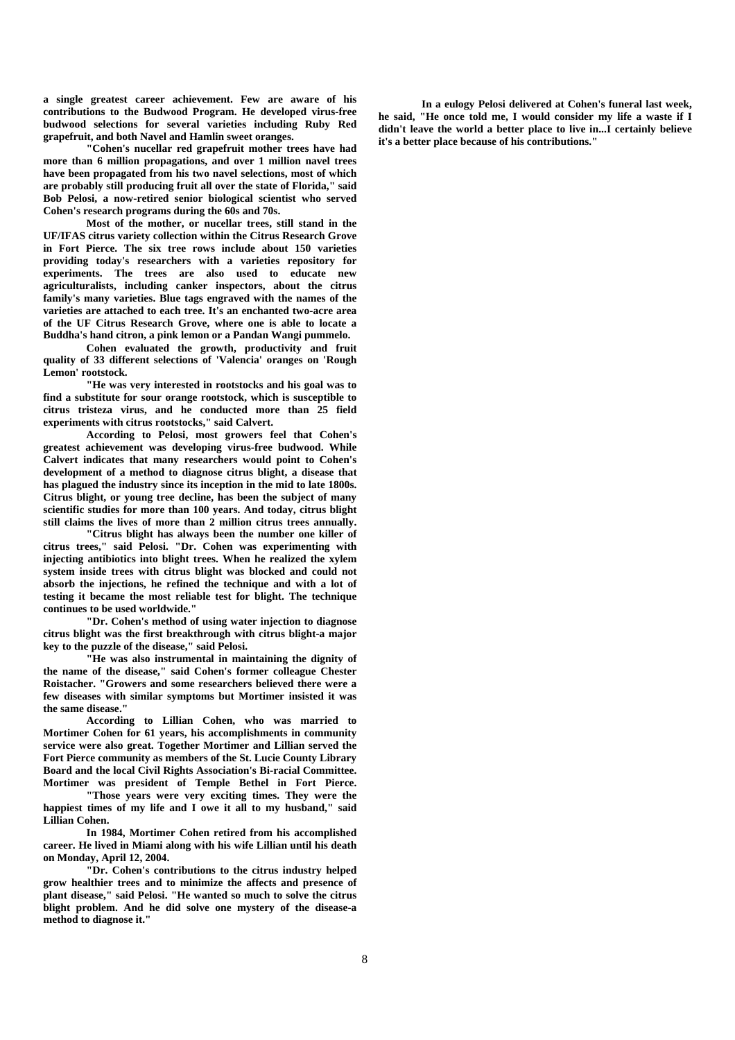**a single greatest career achievement. Few are aware of his contributions to the Budwood Program. He developed virus-free budwood selections for several varieties including Ruby Red grapefruit, and both Navel and Hamlin sweet oranges.**

**"Cohen's nucellar red grapefruit mother trees have had more than 6 million propagations, and over 1 million navel trees have been propagated from his two navel selections, most of which are probably still producing fruit all over the state of Florida," said Bob Pelosi, a now-retired senior biological scientist who served Cohen's research programs during the 60s and 70s.**

**Most of the mother, or nucellar trees, still stand in the UF/IFAS citrus variety collection within the Citrus Research Grove in Fort Pierce. The six tree rows include about 150 varieties providing today's researchers with a varieties repository for experiments. The trees are also used to educate new agriculturalists, including canker inspectors, about the citrus family's many varieties. Blue tags engraved with the names of the varieties are attached to each tree. It's an enchanted two-acre area of the UF Citrus Research Grove, where one is able to locate a Buddha's hand citron, a pink lemon or a Pandan Wangi pummelo.**

**Cohen evaluated the growth, productivity and fruit quality of 33 different selections of 'Valencia' oranges on 'Rough Lemon' rootstock.**

**"He was very interested in rootstocks and his goal was to find a substitute for sour orange rootstock, which is susceptible to citrus tristeza virus, and he conducted more than 25 field experiments with citrus rootstocks," said Calvert.**

**According to Pelosi, most growers feel that Cohen's greatest achievement was developing virus-free budwood. While Calvert indicates that many researchers would point to Cohen's development of a method to diagnose citrus blight, a disease that has plagued the industry since its inception in the mid to late 1800s. Citrus blight, or young tree decline, has been the subject of many scientific studies for more than 100 years. And today, citrus blight still claims the lives of more than 2 million citrus trees annually.**

**"Citrus blight has always been the number one killer of citrus trees," said Pelosi. "Dr. Cohen was experimenting with injecting antibiotics into blight trees. When he realized the xylem system inside trees with citrus blight was blocked and could not absorb the injections, he refined the technique and with a lot of testing it became the most reliable test for blight. The technique continues to be used worldwide."**

**"Dr. Cohen's method of using water injection to diagnose citrus blight was the first breakthrough with citrus blight-a major key to the puzzle of the disease," said Pelosi.**

**"He was also instrumental in maintaining the dignity of the name of the disease," said Cohen's former colleague Chester Roistacher. "Growers and some researchers believed there were a few diseases with similar symptoms but Mortimer insisted it was the same disease."**

**According to Lillian Cohen, who was married to Mortimer Cohen for 61 years, his accomplishments in community service were also great. Together Mortimer and Lillian served the Fort Pierce community as members of the St. Lucie County Library Board and the local Civil Rights Association's Bi-racial Committee. Mortimer was president of Temple Bethel in Fort Pierce.**

**"Those years were very exciting times. They were the happiest times of my life and I owe it all to my husband," said Lillian Cohen.**

**In 1984, Mortimer Cohen retired from his accomplished career. He lived in Miami along with his wife Lillian until his death on Monday, April 12, 2004.**

**"Dr. Cohen's contributions to the citrus industry helped grow healthier trees and to minimize the affects and presence of plant disease," said Pelosi. "He wanted so much to solve the citrus blight problem. And he did solve one mystery of the disease-a method to diagnose it."**

**In a eulogy Pelosi delivered at Cohen's funeral last week, he said, "He once told me, I would consider my life a waste if I didn't leave the world a better place to live in...I certainly believe it's a better place because of his contributions."**